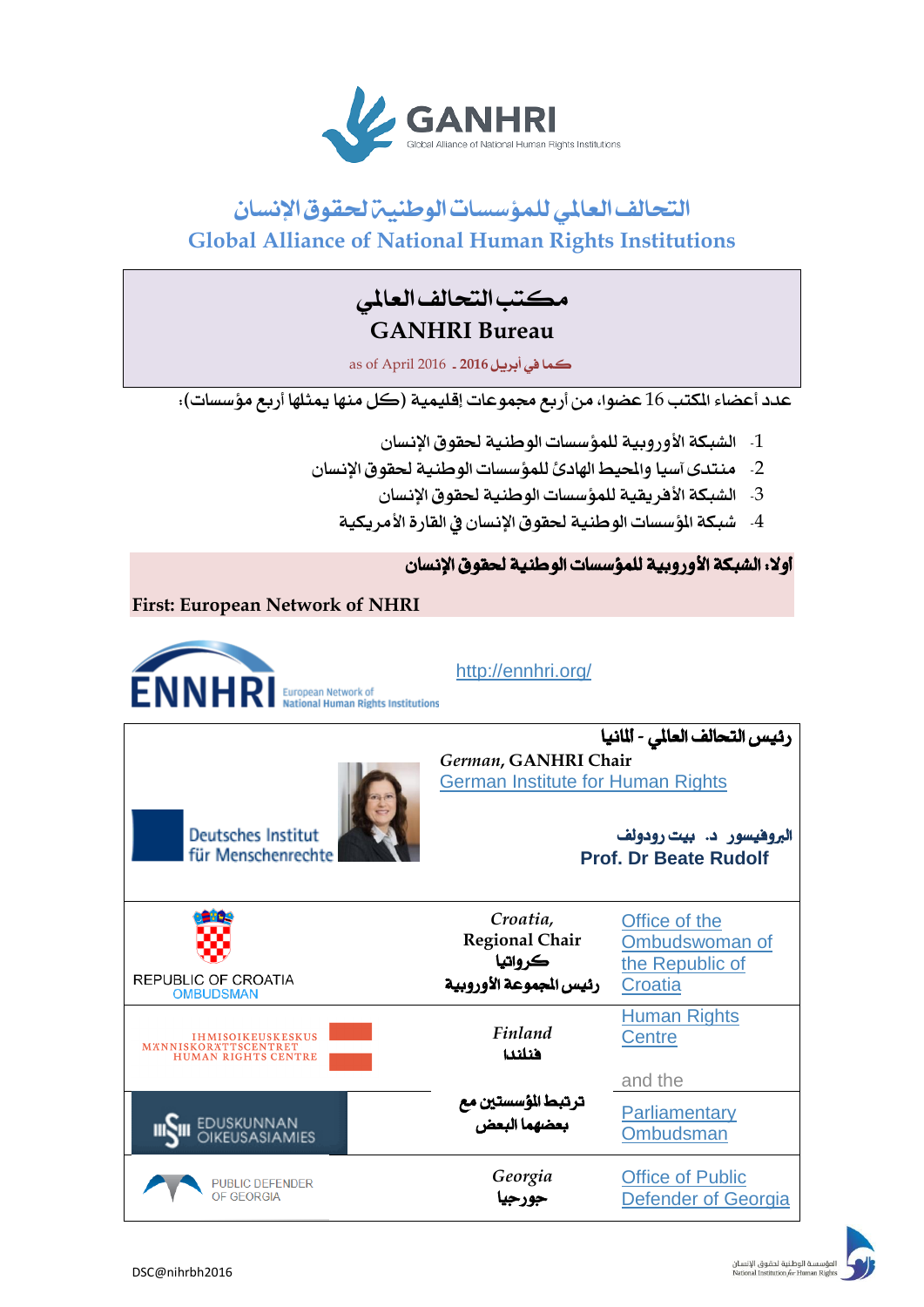GANHRI

Global Alliance of National Human Rights Institutions

# التحالف العالمي للمؤسسات الوطنية لحقوق الإنسان

# Global Alliance of National Human Rights Institutions

## مكتب التحالف العالمي

## GANHRI Bureau

as of April 2016 ـ كما في أبريل 2016

عدد أعضاء المكتب 16 عضواء من أربع مجموعات إقليمية (كل منها يمثلها أربع مؤسسات):

1- الشبكة الأوروبية للمؤسسات الوطنية لحقوق الإنسان
2- منتدى آسيا والمحيط الهادئ للمؤسسات الوطنية لحقوق الإنسان
3- الشبكة الأفريقية للمؤسسات الوطنية لحقوق الإنسان
4- شبكة المؤسسات الوطنية لحقوق الإنسان في القارة الأمريكية

### أولا: الشبكة الأوروبية للمؤسسات الوطنية لحقوق الإنسان

### First: European Network of NHRI

ENNHRI European Network of National Human Rights Institutions

http://ennhri.org/

| | | |
|---|---|---|
| Deutsches Institut für Menschenrechte | رئيس التحالف العالمي - ألمانيا<br>*German*, GANHRI Chair<br>German Institute for Human Rights<br>البروفيسور د. بيت رودولف<br>**Prof. Dr Beate Rudolf** | |
| REPUBLIC OF CROATIA OMBUDSMAN | *Croatia*,<br>Regional Chair<br>كرواتيا<br>رئيس المجموعة الأوروبية | Office of the Ombudswoman of the Republic of Croatia |
| IHMISOIKEUSKESKUS MÄNNISKORÄTTSCENTRET HUMAN RIGHTS CENTRE | *Finland*<br>فنلندا | Human Rights Centre<br><br>and the |
| EDUSKUNNAN OIKEUSASIAMIES | ترتبط المؤسستين مع بعضهما البعض | Parliamentary Ombudsman |
| PUBLIC DEFENDER OF GEORGIA | *Georgia*<br>جورجيا | Office of Public Defender of Georgia |

DSC@nihrbh2016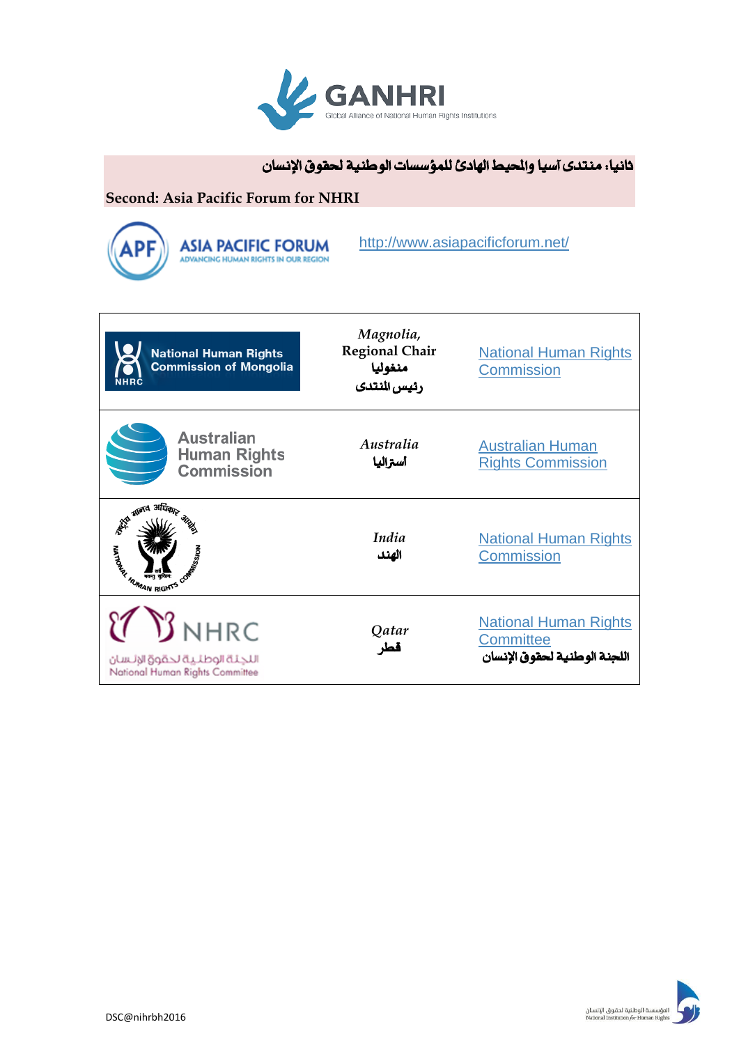## ثانيا: منتدى آسيا والمحيط الهادئ للمؤسسات الوطنية لحقوق الإنسان

**Second: Asia Pacific Forum for NHRI**

ASIA PACIFIC FORUM
ADVANCING HUMAN RIGHTS IN OUR REGION

http://www.asiapacificforum.net/

| Logo | Country | Institution |
|---|---|---|
| National Human Rights Commission of Mongolia | *Magnolia,* **Regional Chair** **منغوليا** **رئيس المنتدى** | National Human Rights Commission |
| Australian Human Rights Commission | *Australia* **أستراليا** | Australian Human Rights Commission |
| राष्ट्रीय मानव अधिकार आयोग NATIONAL HUMAN RIGHTS COMMISSION | *India* **الهند** | National Human Rights Commission |
| NHRC اللجنة الوطنية لحقوق الإنسان National Human Rights Committee | *Qatar* **قطر** | National Human Rights Committee **اللجنة الوطنية لحقوق الإنسان** |

DSC@nihrbh2016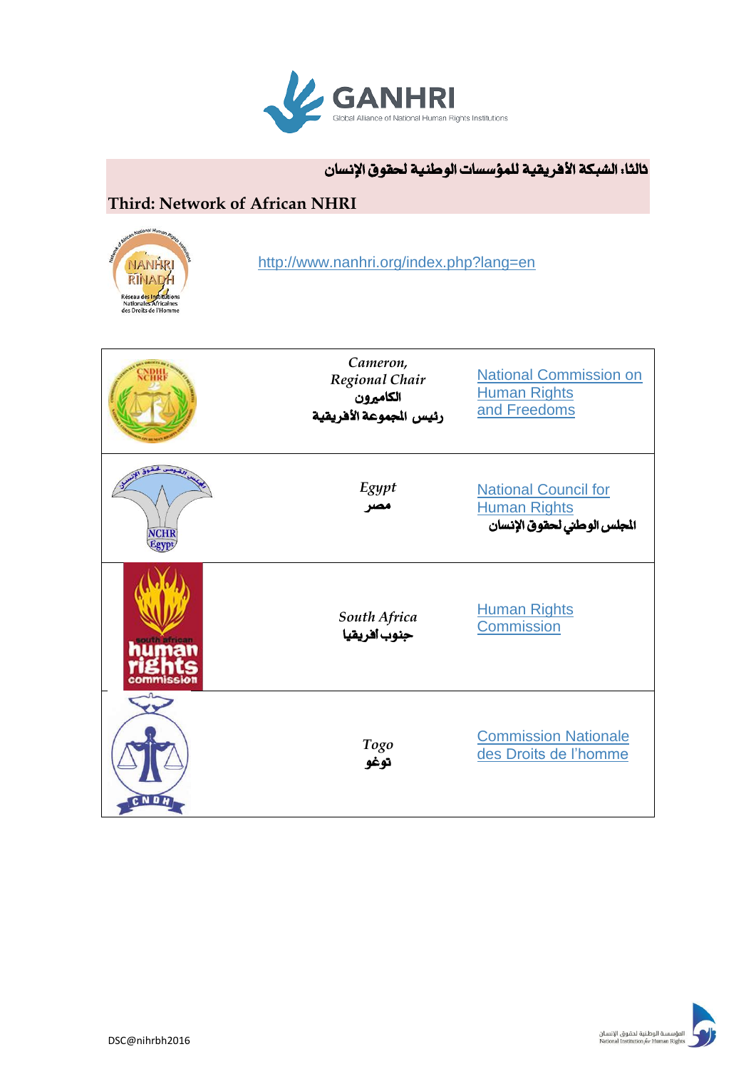## ثالثا: الشبكة الأفريقية للمؤسسات الوطنية لحقوق الإنسان

## Third: Network of African NHRI

http://www.nanhri.org/index.php?lang=en

| | | |
|---|---|---|
| | *Cameron, Regional Chair* الكاميرون رئيس المجموعة الأفريقية | National Commission on Human Rights and Freedoms |
| | *Egypt* مصر | National Council for Human Rights المجلس الوطني لحقوق الإنسان |
| | *South Africa* جنوب افريقيا | Human Rights Commission |
| | *Togo* توغو | Commission Nationale des Droits de l'homme |

DSC@nihrbh2016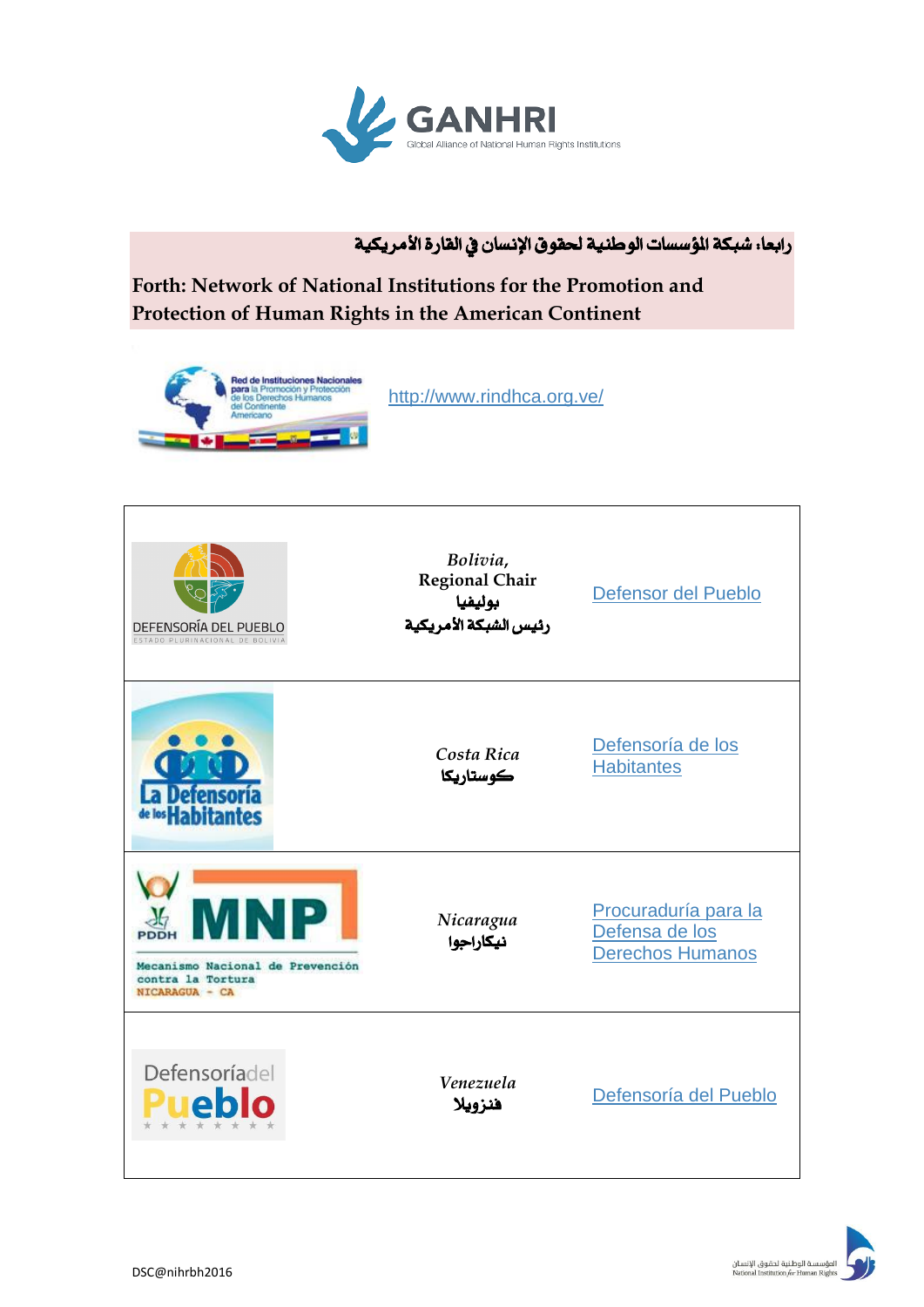## رابعا: شبكة المؤسسات الوطنية لحقوق الإنسان في القارة الأمريكية

**Forth: Network of National Institutions for the Promotion and Protection of Human Rights in the American Continent**

Red de Instituciones Nacionales para la Promoción y Protección de los Derechos Humanos del Continente Americano

http://www.rindhca.org.ve/

| | | |
|---|---|---|
| DEFENSORÍA DEL PUEBLO ESTADO PLURINACIONAL DE BOLIVIA | *Bolivia,* **Regional Chair** بوليفيا رئيس الشبكة الأمريكية | Defensor del Pueblo |
| La Defensoría de los Habitantes | *Costa Rica* كوستاريكا | Defensoría de los Habitantes |
| PDDH MNP Mecanismo Nacional de Prevención contra la Tortura NICARAGUA - CA | *Nicaragua* نيكاراجوا | Procuraduría para la Defensa de los Derechos Humanos |
| Defensoría del Pueblo | *Venezuela* فنزويلا | Defensoría del Pueblo |

DSC@nihrbh2016